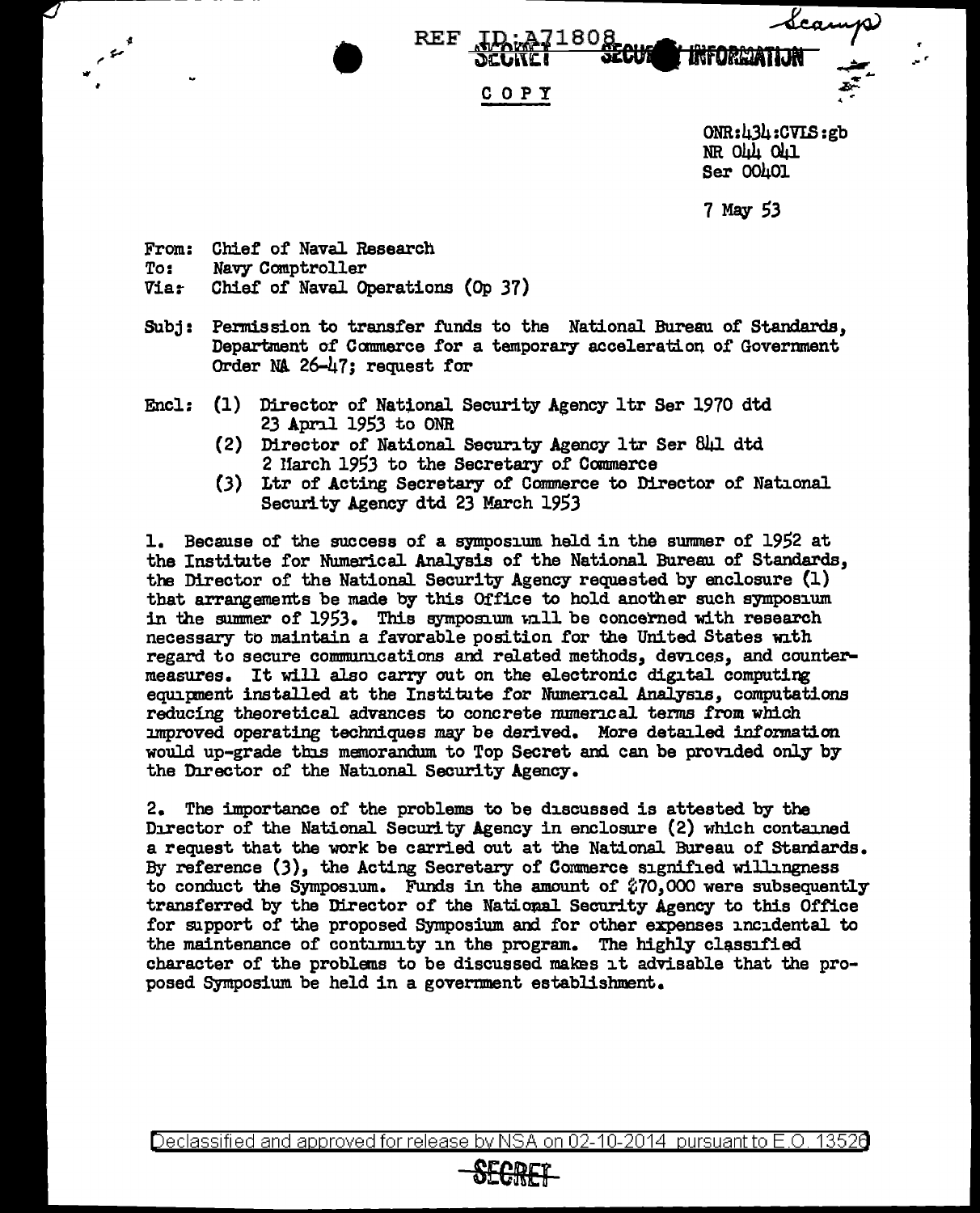REF ID:A71808

SECRET SECURITY INFORMATION

Scamp

COPY

ONR:434:CVLS:gb
NR 044 041
Ser 00401

7 May 53

From: Chief of Naval Research
To: Navy Comptroller
Via: Chief of Naval Operations (Op 37)

Subj: Permission to transfer funds to the National Bureau of Standards, Department of Commerce for a temporary acceleration of Government Order NA 26-47; request for

Encl: (1) Director of National Security Agency ltr Ser 1970 dtd 23 April 1953 to ONR
(2) Director of National Security Agency ltr Ser 841 dtd 2 March 1953 to the Secretary of Commerce
(3) Ltr of Acting Secretary of Commerce to Director of National Security Agency dtd 23 March 1953

1. Because of the success of a symposium held in the summer of 1952 at the Institute for Numerical Analysis of the National Bureau of Standards, the Director of the National Security Agency requested by enclosure (1) that arrangements be made by this Office to hold another such symposium in the summer of 1953. This symposium will be concerned with research necessary to maintain a favorable position for the United States with regard to secure communications and related methods, devices, and countermeasures. It will also carry out on the electronic digital computing equipment installed at the Institute for Numerical Analysis, computations reducing theoretical advances to concrete numerical terms from which improved operating techniques may be derived. More detailed information would up-grade this memorandum to Top Secret and can be provided only by the Director of the National Security Agency.

2. The importance of the problems to be discussed is attested by the Director of the National Security Agency in enclosure (2) which contained a request that the work be carried out at the National Bureau of Standards. By reference (3), the Acting Secretary of Commerce signified willingness to conduct the Symposium. Funds in the amount of $70,000 were subsequently transferred by the Director of the National Security Agency to this Office for support of the proposed Symposium and for other expenses incidental to the maintenance of continuity in the program. The highly classified character of the problems to be discussed makes it advisable that the proposed Symposium be held in a government establishment.

Declassified and approved for release by NSA on 02-10-2014 pursuant to E.O. 13526

SECRET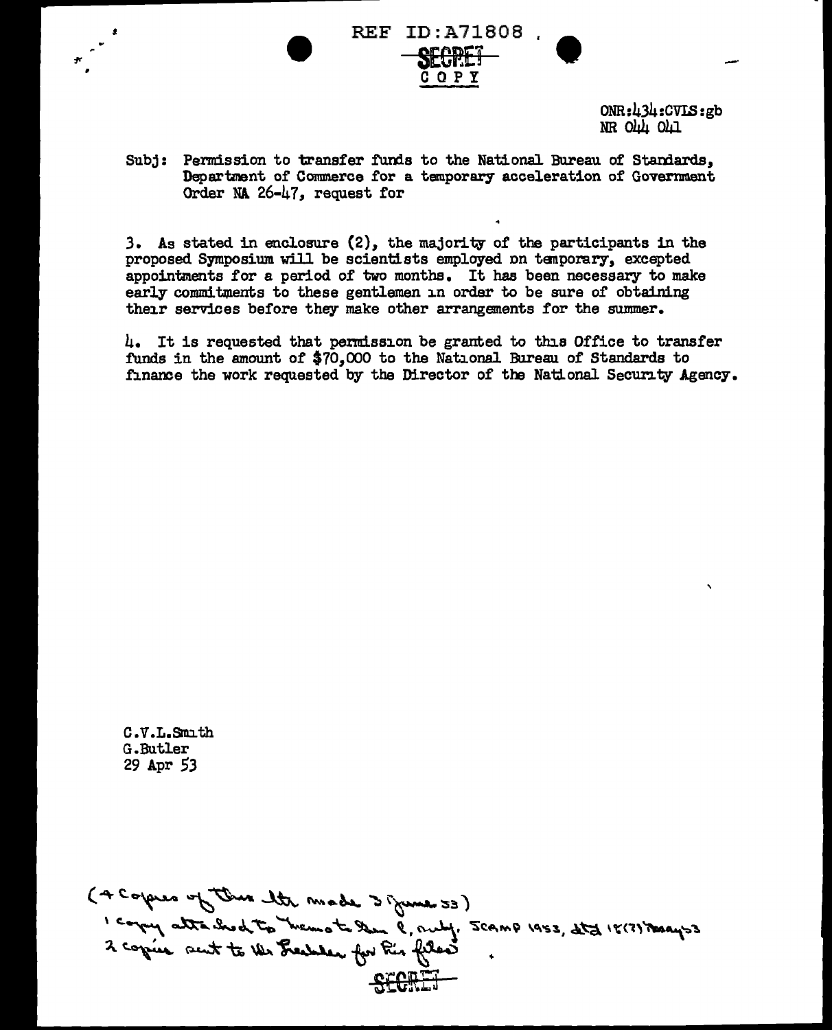REF ID:A71808

SECRET

COPY

ONR:434:CVLS:gb
NR 044 041

Subj: Permission to transfer funds to the National Bureau of Standards, Department of Commerce for a temporary acceleration of Government Order NA 26-47, request for

3. As stated in enclosure (2), the majority of the participants in the proposed Symposium will be scientists employed on temporary, excepted appointments for a period of two months. It has been necessary to make early commitments to these gentlemen in order to be sure of obtaining their services before they make other arrangements for the summer.

4. It is requested that permission be granted to this Office to transfer funds in the amount of $70,000 to the National Bureau of Standards to finance the work requested by the Director of the National Security Agency.

C.V.L.Smith
G.Butler
29 Apr 53

(4 Copies of this ltr made 3 June 53)
1 copy attached to memo to Gen C, subj. SCAMP 1953, dtd 18(?) May 53
2 copies sent to Mr Friedman for his files

SECRET